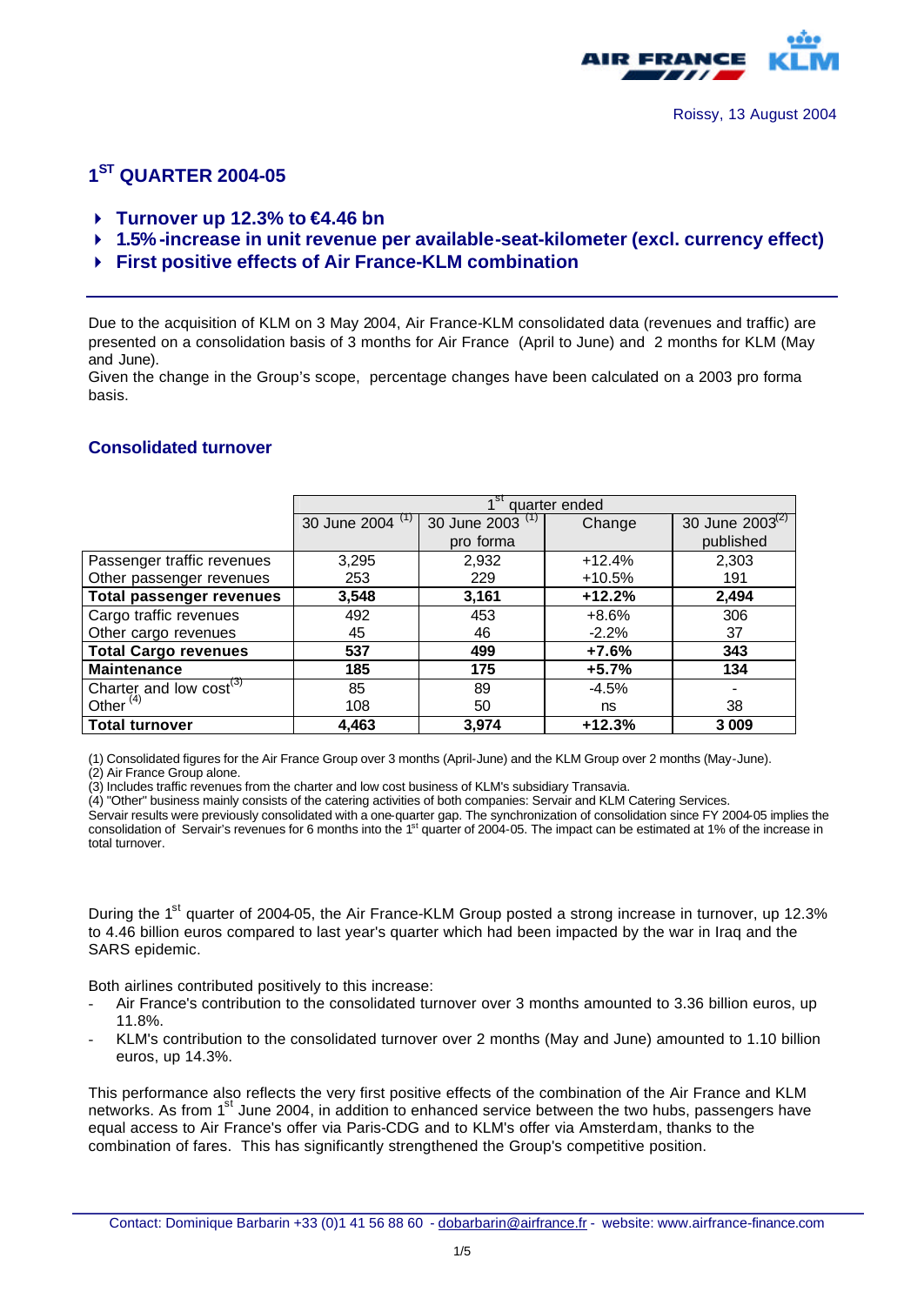Roissy, 13 August 2004

# 1[ST] QUARTER 2004-05

- **Turnover up 12.3% to €4.46 bn**
- **1.5% -increase in unit revenue per available-seat-kilometer (excl. currency effect)**
- **First positive effects of Air France-KLM combination**

Due to the acquisition of KLM on 3 May 2004, Air France-KLM consolidated data (revenues and traffic) are presented on a consolidation basis of 3 months for Air France (April to June) and 2 months for KLM (May and June).
Given the change in the Group's scope, percentage changes have been calculated on a 2003 pro forma basis.

## Consolidated turnover

| | 1[st] quarter ended | | | |
|---|---|---|---|---|
| | 30 June 2004 [(1)] | 30 June 2003 [(1)] pro forma | Change | 30 June 2003[(2)] published |
| Passenger traffic revenues | 3,295 | 2,932 | +12.4% | 2,303 |
| Other passenger revenues | 253 | 229 | +10.5% | 191 |
| **Total passenger revenues** | **3,548** | **3,161** | **+12.2%** | **2,494** |
| Cargo traffic revenues | 492 | 453 | +8.6% | 306 |
| Other cargo revenues | 45 | 46 | -2.2% | 37 |
| **Total Cargo revenues** | **537** | **499** | **+7.6%** | **343** |
| **Maintenance** | **185** | **175** | **+5.7%** | **134** |
| Charter and low cost[(3)] | 85 | 89 | -4.5% | - |
| Other [(4)] | 108 | 50 | ns | 38 |
| **Total turnover** | **4,463** | **3,974** | **+12.3%** | **3 009** |

(1) Consolidated figures for the Air France Group over 3 months (April-June) and the KLM Group over 2 months (May-June).
(2) Air France Group alone.
(3) Includes traffic revenues from the charter and low cost business of KLM's subsidiary Transavia.
(4) "Other" business mainly consists of the catering activities of both companies: Servair and KLM Catering Services.
Servair results were previously consolidated with a one-quarter gap. The synchronization of consolidation since FY 2004-05 implies the consolidation of Servair's revenues for 6 months into the 1[st] quarter of 2004-05. The impact can be estimated at 1% of the increase in total turnover.

During the 1[st] quarter of 2004-05, the Air France-KLM Group posted a strong increase in turnover, up 12.3% to 4.46 billion euros compared to last year's quarter which had been impacted by the war in Iraq and the SARS epidemic.

Both airlines contributed positively to this increase:

- Air France's contribution to the consolidated turnover over 3 months amounted to 3.36 billion euros, up 11.8%.
- KLM's contribution to the consolidated turnover over 2 months (May and June) amounted to 1.10 billion euros, up 14.3%.

This performance also reflects the very first positive effects of the combination of the Air France and KLM networks. As from 1[st] June 2004, in addition to enhanced service between the two hubs, passengers have equal access to Air France's offer via Paris-CDG and to KLM's offer via Amsterdam, thanks to the combination of fares. This has significantly strengthened the Group's competitive position.

Contact: Dominique Barbarin +33 (0)1 41 56 88 60 - dobarbarin@airfrance.fr - website: www.airfrance-finance.com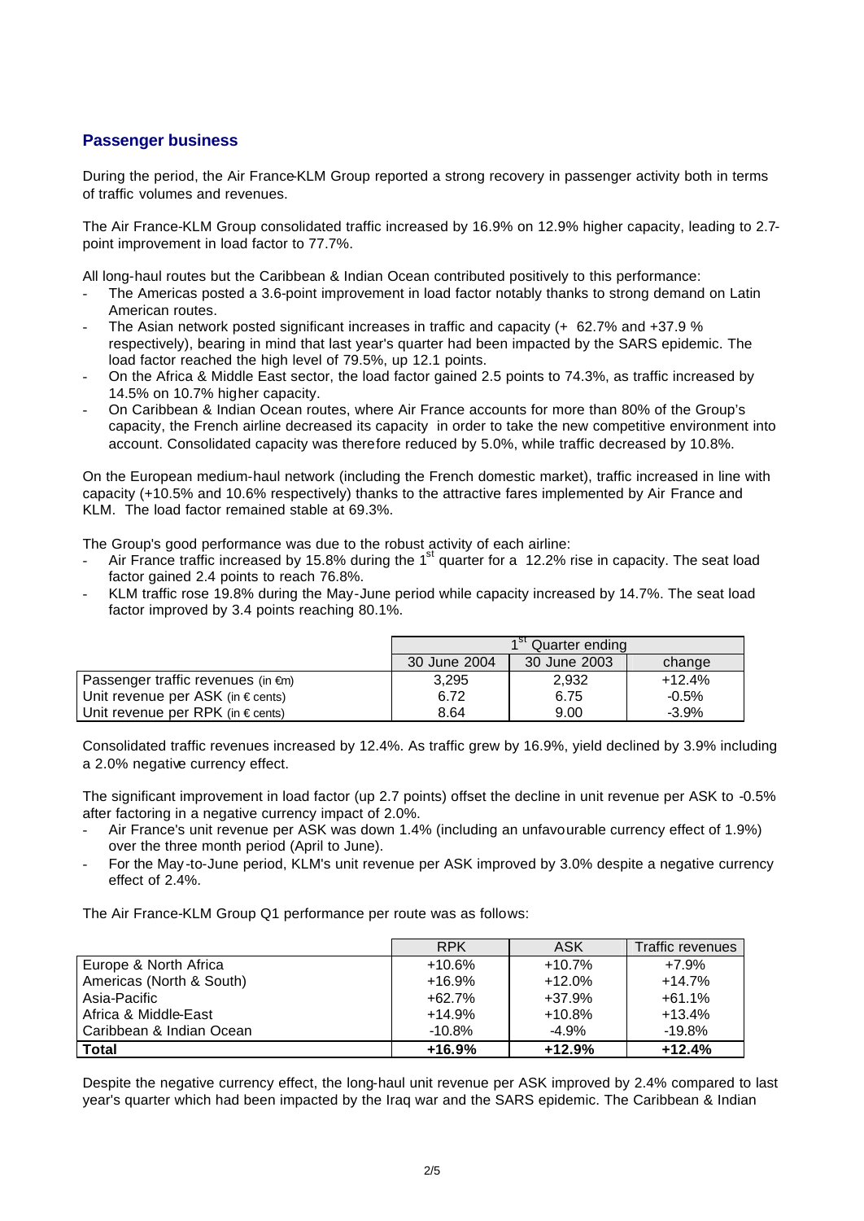## Passenger business

During the period, the Air France-KLM Group reported a strong recovery in passenger activity both in terms of traffic volumes and revenues.

The Air France-KLM Group consolidated traffic increased by 16.9% on 12.9% higher capacity, leading to 2.7-point improvement in load factor to 77.7%.

All long-haul routes but the Caribbean & Indian Ocean contributed positively to this performance:

- The Americas posted a 3.6-point improvement in load factor notably thanks to strong demand on Latin American routes.
- The Asian network posted significant increases in traffic and capacity (+ 62.7% and +37.9 % respectively), bearing in mind that last year's quarter had been impacted by the SARS epidemic. The load factor reached the high level of 79.5%, up 12.1 points.
- On the Africa & Middle East sector, the load factor gained 2.5 points to 74.3%, as traffic increased by 14.5% on 10.7% higher capacity.
- On Caribbean & Indian Ocean routes, where Air France accounts for more than 80% of the Group's capacity, the French airline decreased its capacity in order to take the new competitive environment into account. Consolidated capacity was therefore reduced by 5.0%, while traffic decreased by 10.8%.

On the European medium-haul network (including the French domestic market), traffic increased in line with capacity (+10.5% and 10.6% respectively) thanks to the attractive fares implemented by Air France and KLM. The load factor remained stable at 69.3%.

The Group's good performance was due to the robust activity of each airline:

- Air France traffic increased by 15.8% during the 1st quarter for a 12.2% rise in capacity. The seat load factor gained 2.4 points to reach 76.8%.
- KLM traffic rose 19.8% during the May-June period while capacity increased by 14.7%. The seat load factor improved by 3.4 points reaching 80.1%.

| | 1st Quarter ending | | |
|---|---|---|---|
| | 30 June 2004 | 30 June 2003 | change |
| Passenger traffic revenues (in €m) | 3,295 | 2,932 | +12.4% |
| Unit revenue per ASK (in € cents) | 6.72 | 6.75 | -0.5% |
| Unit revenue per RPK (in € cents) | 8.64 | 9.00 | -3.9% |

Consolidated traffic revenues increased by 12.4%. As traffic grew by 16.9%, yield declined by 3.9% including a 2.0% negative currency effect.

The significant improvement in load factor (up 2.7 points) offset the decline in unit revenue per ASK to -0.5% after factoring in a negative currency impact of 2.0%.

- Air France's unit revenue per ASK was down 1.4% (including an unfavourable currency effect of 1.9%) over the three month period (April to June).
- For the May-to-June period, KLM's unit revenue per ASK improved by 3.0% despite a negative currency effect of 2.4%.

The Air France-KLM Group Q1 performance per route was as follows:

| | RPK | ASK | Traffic revenues |
|---|---|---|---|
| Europe & North Africa | +10.6% | +10.7% | +7.9% |
| Americas (North & South) | +16.9% | +12.0% | +14.7% |
| Asia-Pacific | +62.7% | +37.9% | +61.1% |
| Africa & Middle-East | +14.9% | +10.8% | +13.4% |
| Caribbean & Indian Ocean | -10.8% | -4.9% | -19.8% |
| **Total** | **+16.9%** | **+12.9%** | **+12.4%** |

Despite the negative currency effect, the long-haul unit revenue per ASK improved by 2.4% compared to last year's quarter which had been impacted by the Iraq war and the SARS epidemic. The Caribbean & Indian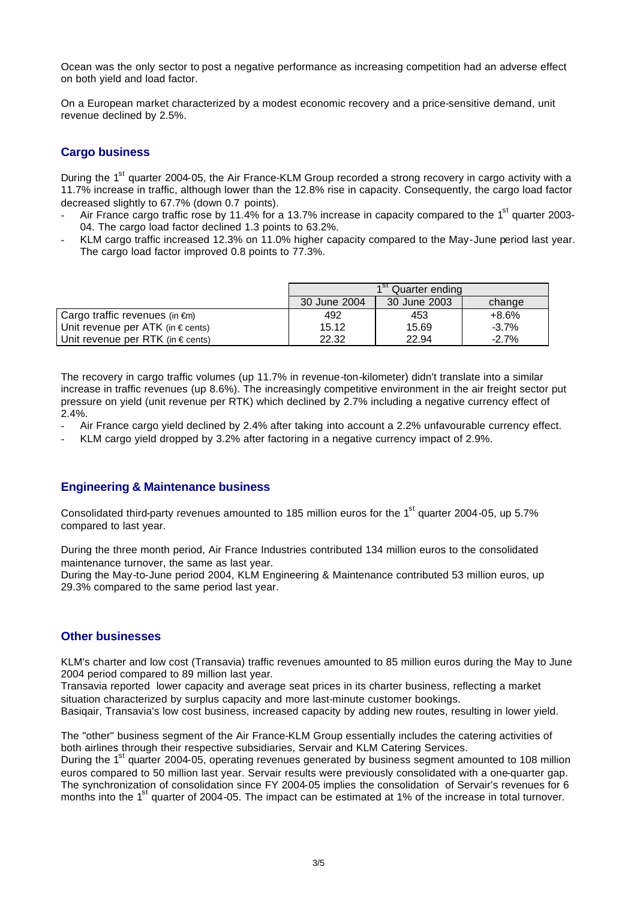Ocean was the only sector to post a negative performance as increasing competition had an adverse effect on both yield and load factor.

On a European market characterized by a modest economic recovery and a price-sensitive demand, unit revenue declined by 2.5%.

## Cargo business

During the 1st quarter 2004-05, the Air France-KLM Group recorded a strong recovery in cargo activity with a 11.7% increase in traffic, although lower than the 12.8% rise in capacity. Consequently, the cargo load factor decreased slightly to 67.7% (down 0.7 points).

- Air France cargo traffic rose by 11.4% for a 13.7% increase in capacity compared to the 1st quarter 2003-04. The cargo load factor declined 1.3 points to 63.2%.
- KLM cargo traffic increased 12.3% on 11.0% higher capacity compared to the May-June period last year. The cargo load factor improved 0.8 points to 77.3%.

| | 1st Quarter ending | | |
|---|---|---|---|
| | 30 June 2004 | 30 June 2003 | change |
| Cargo traffic revenues (in €m) | 492 | 453 | +8.6% |
| Unit revenue per ATK (in € cents) | 15.12 | 15.69 | -3.7% |
| Unit revenue per RTK (in € cents) | 22.32 | 22.94 | -2.7% |

The recovery in cargo traffic volumes (up 11.7% in revenue-ton-kilometer) didn't translate into a similar increase in traffic revenues (up 8.6%). The increasingly competitive environment in the air freight sector put pressure on yield (unit revenue per RTK) which declined by 2.7% including a negative currency effect of 2.4%.

- Air France cargo yield declined by 2.4% after taking into account a 2.2% unfavourable currency effect.
- KLM cargo yield dropped by 3.2% after factoring in a negative currency impact of 2.9%.

## Engineering & Maintenance business

Consolidated third-party revenues amounted to 185 million euros for the 1st quarter 2004-05, up 5.7% compared to last year.

During the three month period, Air France Industries contributed 134 million euros to the consolidated maintenance turnover, the same as last year.
During the May-to-June period 2004, KLM Engineering & Maintenance contributed 53 million euros, up 29.3% compared to the same period last year.

## Other businesses

KLM's charter and low cost (Transavia) traffic revenues amounted to 85 million euros during the May to June 2004 period compared to 89 million last year.
Transavia reported lower capacity and average seat prices in its charter business, reflecting a market situation characterized by surplus capacity and more last-minute customer bookings.
Basiqair, Transavia's low cost business, increased capacity by adding new routes, resulting in lower yield.

The "other" business segment of the Air France-KLM Group essentially includes the catering activities of both airlines through their respective subsidiaries, Servair and KLM Catering Services.
During the 1st quarter 2004-05, operating revenues generated by business segment amounted to 108 million euros compared to 50 million last year. Servair results were previously consolidated with a one-quarter gap. The synchronization of consolidation since FY 2004-05 implies the consolidation of Servair's revenues for 6 months into the 1st quarter of 2004-05. The impact can be estimated at 1% of the increase in total turnover.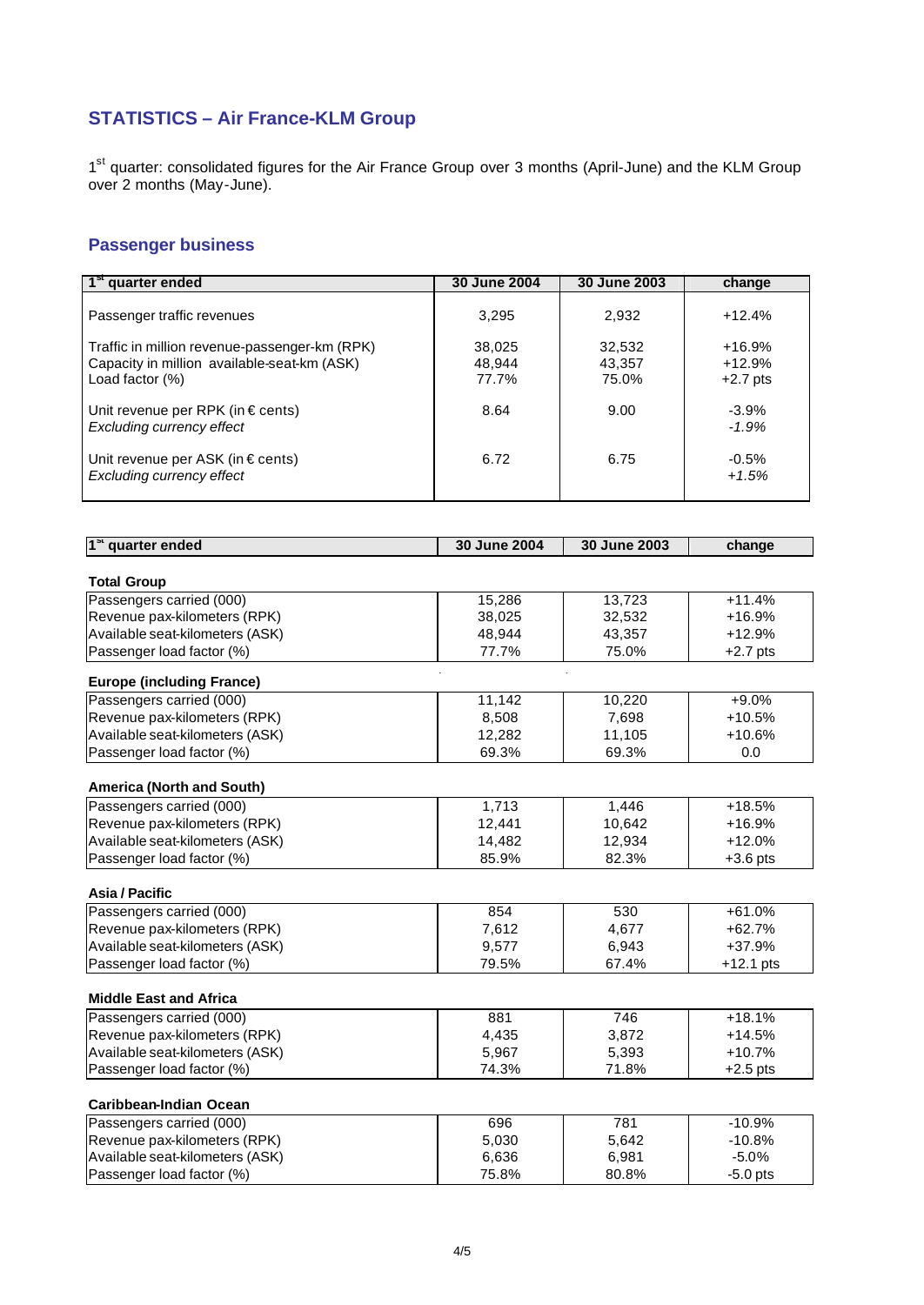## STATISTICS – Air France-KLM Group

1st quarter: consolidated figures for the Air France Group over 3 months (April-June) and the KLM Group over 2 months (May-June).

### Passenger business

| 1st quarter ended | 30 June 2004 | 30 June 2003 | change |
|---|---|---|---|
| Passenger traffic revenues | 3,295 | 2,932 | +12.4% |
| Traffic in million revenue-passenger-km (RPK) | 38,025 | 32,532 | +16.9% |
| Capacity in million available-seat-km (ASK) | 48,944 | 43,357 | +12.9% |
| Load factor (%) | 77.7% | 75.0% | +2.7 pts |
| Unit revenue per RPK (in € cents) | 8.64 | 9.00 | -3.9% |
| *Excluding currency effect* | | | *-1.9%* |
| Unit revenue per ASK (in € cents) | 6.72 | 6.75 | -0.5% |
| *Excluding currency effect* | | | *+1.5%* |

| 1st quarter ended | 30 June 2004 | 30 June 2003 | change |
|---|---|---|---|
| **Total Group** | | | |
| Passengers carried (000) | 15,286 | 13,723 | +11.4% |
| Revenue pax-kilometers (RPK) | 38,025 | 32,532 | +16.9% |
| Available seat-kilometers (ASK) | 48,944 | 43,357 | +12.9% |
| Passenger load factor (%) | 77.7% | 75.0% | +2.7 pts |
| **Europe (including France)** | | | |
| Passengers carried (000) | 11,142 | 10,220 | +9.0% |
| Revenue pax-kilometers (RPK) | 8,508 | 7,698 | +10.5% |
| Available seat-kilometers (ASK) | 12,282 | 11,105 | +10.6% |
| Passenger load factor (%) | 69.3% | 69.3% | 0.0 |
| **America (North and South)** | | | |
| Passengers carried (000) | 1,713 | 1,446 | +18.5% |
| Revenue pax-kilometers (RPK) | 12,441 | 10,642 | +16.9% |
| Available seat-kilometers (ASK) | 14,482 | 12,934 | +12.0% |
| Passenger load factor (%) | 85.9% | 82.3% | +3.6 pts |
| **Asia / Pacific** | | | |
| Passengers carried (000) | 854 | 530 | +61.0% |
| Revenue pax-kilometers (RPK) | 7,612 | 4,677 | +62.7% |
| Available seat-kilometers (ASK) | 9,577 | 6,943 | +37.9% |
| Passenger load factor (%) | 79.5% | 67.4% | +12.1 pts |
| **Middle East and Africa** | | | |
| Passengers carried (000) | 881 | 746 | +18.1% |
| Revenue pax-kilometers (RPK) | 4,435 | 3,872 | +14.5% |
| Available seat-kilometers (ASK) | 5,967 | 5,393 | +10.7% |
| Passenger load factor (%) | 74.3% | 71.8% | +2.5 pts |
| **Caribbean-Indian Ocean** | | | |
| Passengers carried (000) | 696 | 781 | -10.9% |
| Revenue pax-kilometers (RPK) | 5,030 | 5,642 | -10.8% |
| Available seat-kilometers (ASK) | 6,636 | 6,981 | -5.0% |
| Passenger load factor (%) | 75.8% | 80.8% | -5.0 pts |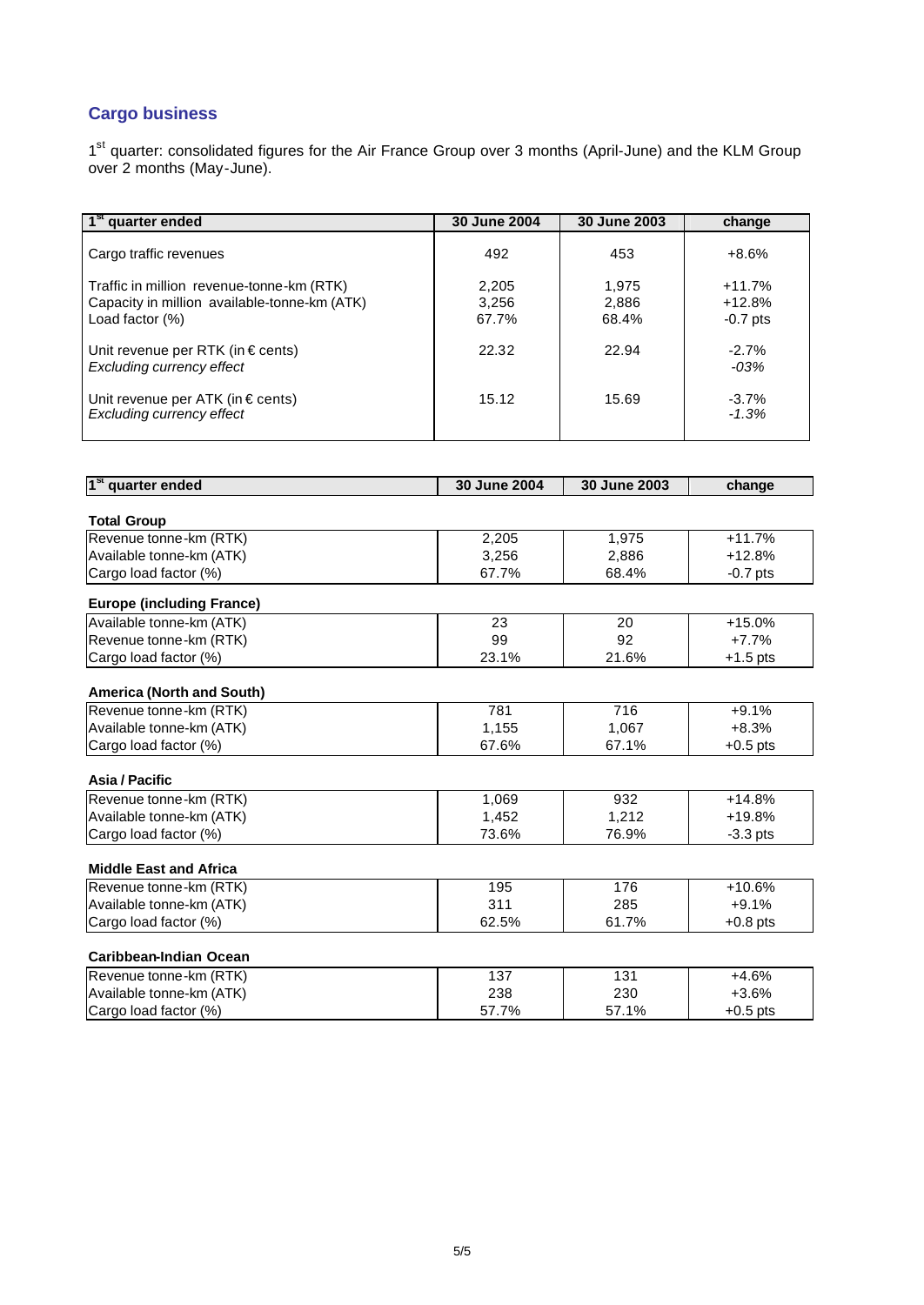## Cargo business

1st quarter: consolidated figures for the Air France Group over 3 months (April-June) and the KLM Group over 2 months (May-June).

| 1st quarter ended | 30 June 2004 | 30 June 2003 | change |
|---|---|---|---|
| Cargo traffic revenues | 492 | 453 | +8.6% |
| Traffic in million revenue-tonne-km (RTK) | 2,205 | 1,975 | +11.7% |
| Capacity in million available-tonne-km (ATK) | 3,256 | 2,886 | +12.8% |
| Load factor (%) | 67.7% | 68.4% | -0.7 pts |
| Unit revenue per RTK (in € cents) | 22.32 | 22.94 | -2.7% |
| *Excluding currency effect* | | | *-03%* |
| Unit revenue per ATK (in € cents) | 15.12 | 15.69 | -3.7% |
| *Excluding currency effect* | | | *-1.3%* |

| 1st quarter ended | 30 June 2004 | 30 June 2003 | change |
|---|---|---|---|
| **Total Group** | | | |
| Revenue tonne-km (RTK) | 2,205 | 1,975 | +11.7% |
| Available tonne-km (ATK) | 3,256 | 2,886 | +12.8% |
| Cargo load factor (%) | 67.7% | 68.4% | -0.7 pts |
| **Europe (including France)** | | | |
| Available tonne-km (ATK) | 23 | 20 | +15.0% |
| Revenue tonne-km (RTK) | 99 | 92 | +7.7% |
| Cargo load factor (%) | 23.1% | 21.6% | +1.5 pts |
| **America (North and South)** | | | |
| Revenue tonne-km (RTK) | 781 | 716 | +9.1% |
| Available tonne-km (ATK) | 1,155 | 1,067 | +8.3% |
| Cargo load factor (%) | 67.6% | 67.1% | +0.5 pts |
| **Asia / Pacific** | | | |
| Revenue tonne-km (RTK) | 1,069 | 932 | +14.8% |
| Available tonne-km (ATK) | 1,452 | 1,212 | +19.8% |
| Cargo load factor (%) | 73.6% | 76.9% | -3.3 pts |
| **Middle East and Africa** | | | |
| Revenue tonne-km (RTK) | 195 | 176 | +10.6% |
| Available tonne-km (ATK) | 311 | 285 | +9.1% |
| Cargo load factor (%) | 62.5% | 61.7% | +0.8 pts |
| **Caribbean-Indian Ocean** | | | |
| Revenue tonne-km (RTK) | 137 | 131 | +4.6% |
| Available tonne-km (ATK) | 238 | 230 | +3.6% |
| Cargo load factor (%) | 57.7% | 57.1% | +0.5 pts |